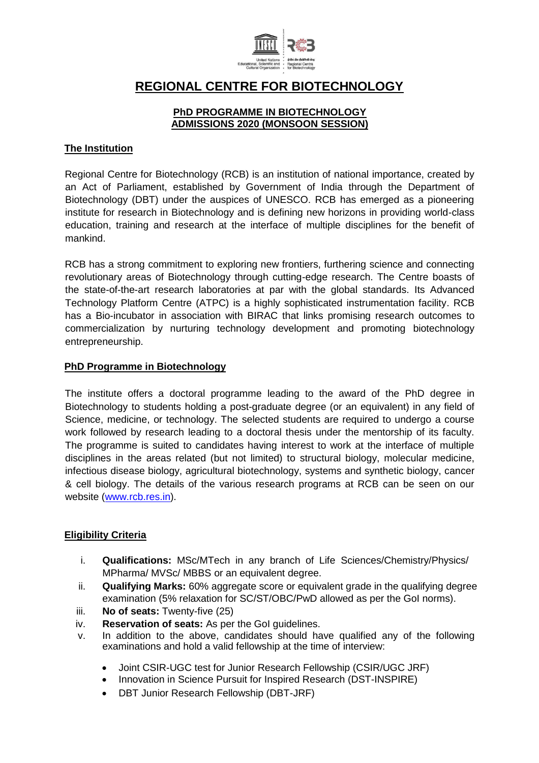# REGIONAL CENTRE FOR BIOTECHNOLOGY

## PhD PROGRAMME IN BIOTECHNOLOGY
## ADMISSIONS 2020 (MONSOON SESSION)

### The Institution

Regional Centre for Biotechnology (RCB) is an institution of national importance, created by an Act of Parliament, established by Government of India through the Department of Biotechnology (DBT) under the auspices of UNESCO. RCB has emerged as a pioneering institute for research in Biotechnology and is defining new horizons in providing world-class education, training and research at the interface of multiple disciplines for the benefit of mankind.

RCB has a strong commitment to exploring new frontiers, furthering science and connecting revolutionary areas of Biotechnology through cutting-edge research. The Centre boasts of the state-of-the-art research laboratories at par with the global standards. Its Advanced Technology Platform Centre (ATPC) is a highly sophisticated instrumentation facility. RCB has a Bio-incubator in association with BIRAC that links promising research outcomes to commercialization by nurturing technology development and promoting biotechnology entrepreneurship.

### PhD Programme in Biotechnology

The institute offers a doctoral programme leading to the award of the PhD degree in Biotechnology to students holding a post-graduate degree (or an equivalent) in any field of Science, medicine, or technology. The selected students are required to undergo a course work followed by research leading to a doctoral thesis under the mentorship of its faculty. The programme is suited to candidates having interest to work at the interface of multiple disciplines in the areas related (but not limited) to structural biology, molecular medicine, infectious disease biology, agricultural biotechnology, systems and synthetic biology, cancer & cell biology. The details of the various research programs at RCB can be seen on our website (www.rcb.res.in).

### Eligibility Criteria

i. **Qualifications:** MSc/MTech in any branch of Life Sciences/Chemistry/Physics/ MPharma/ MVSc/ MBBS or an equivalent degree.

ii. **Qualifying Marks:** 60% aggregate score or equivalent grade in the qualifying degree examination (5% relaxation for SC/ST/OBC/PwD allowed as per the GoI norms).

iii. **No of seats:** Twenty-five (25)

iv. **Reservation of seats:** As per the GoI guidelines.

v. In addition to the above, candidates should have qualified any of the following examinations and hold a valid fellowship at the time of interview:

- Joint CSIR-UGC test for Junior Research Fellowship (CSIR/UGC JRF)
- Innovation in Science Pursuit for Inspired Research (DST-INSPIRE)
- DBT Junior Research Fellowship (DBT-JRF)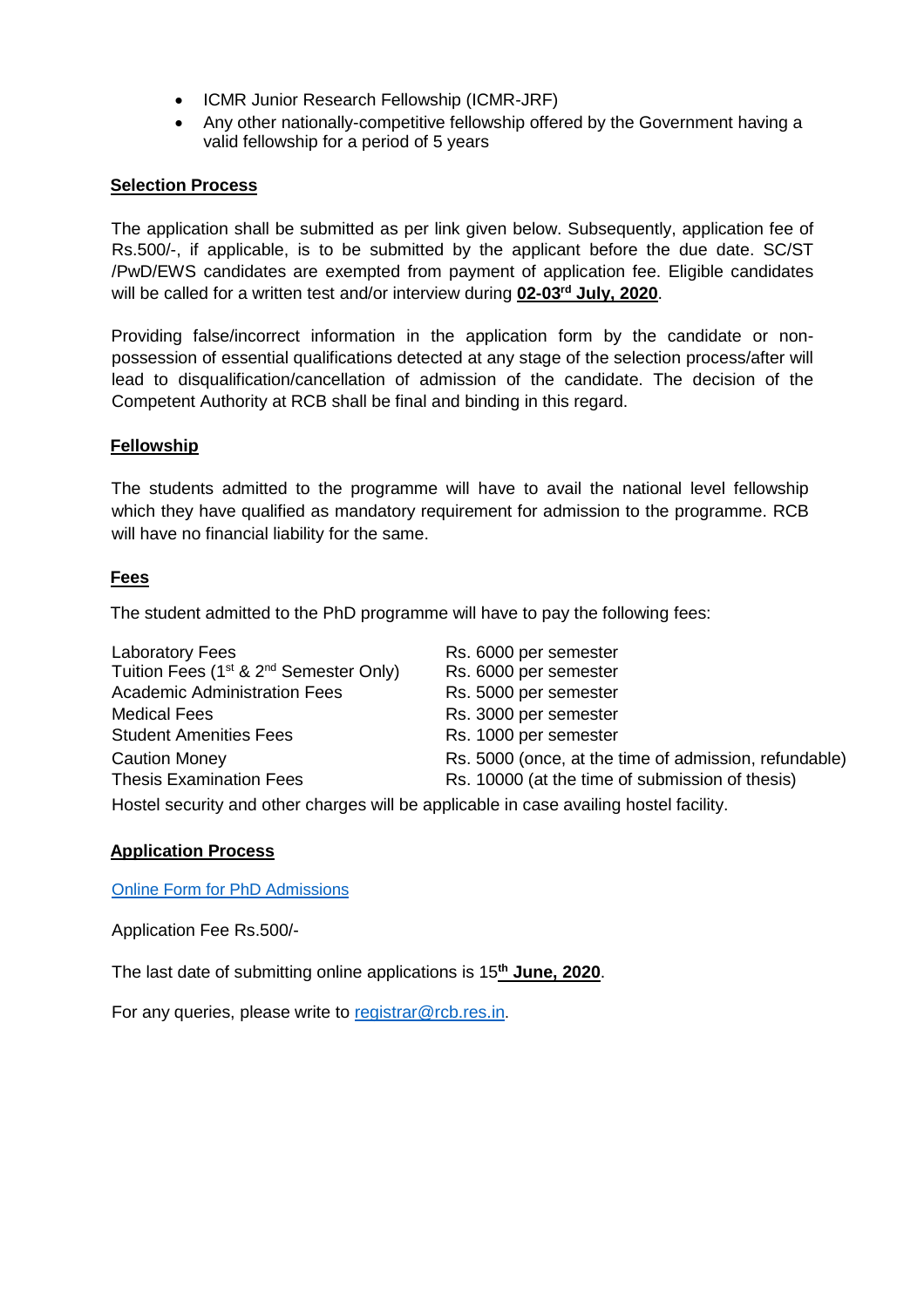- ICMR Junior Research Fellowship (ICMR-JRF)
- Any other nationally-competitive fellowship offered by the Government having a valid fellowship for a period of 5 years

## Selection Process

The application shall be submitted as per link given below. Subsequently, application fee of Rs.500/-, if applicable, is to be submitted by the applicant before the due date. SC/ST /PwD/EWS candidates are exempted from payment of application fee. Eligible candidates will be called for a written test and/or interview during **02-03rd July, 2020**.

Providing false/incorrect information in the application form by the candidate or non-possession of essential qualifications detected at any stage of the selection process/after will lead to disqualification/cancellation of admission of the candidate. The decision of the Competent Authority at RCB shall be final and binding in this regard.

## Fellowship

The students admitted to the programme will have to avail the national level fellowship which they have qualified as mandatory requirement for admission to the programme. RCB will have no financial liability for the same.

## Fees

The student admitted to the PhD programme will have to pay the following fees:

| | |
|---|---|
| Laboratory Fees | Rs. 6000 per semester |
| Tuition Fees (1st & 2nd Semester Only) | Rs. 6000 per semester |
| Academic Administration Fees | Rs. 5000 per semester |
| Medical Fees | Rs. 3000 per semester |
| Student Amenities Fees | Rs. 1000 per semester |
| Caution Money | Rs. 5000 (once, at the time of admission, refundable) |
| Thesis Examination Fees | Rs. 10000 (at the time of submission of thesis) |

Hostel security and other charges will be applicable in case availing hostel facility.

## Application Process

Online Form for PhD Admissions

Application Fee Rs.500/-

The last date of submitting online applications is 15**th June, 2020**.

For any queries, please write to registrar@rcb.res.in.